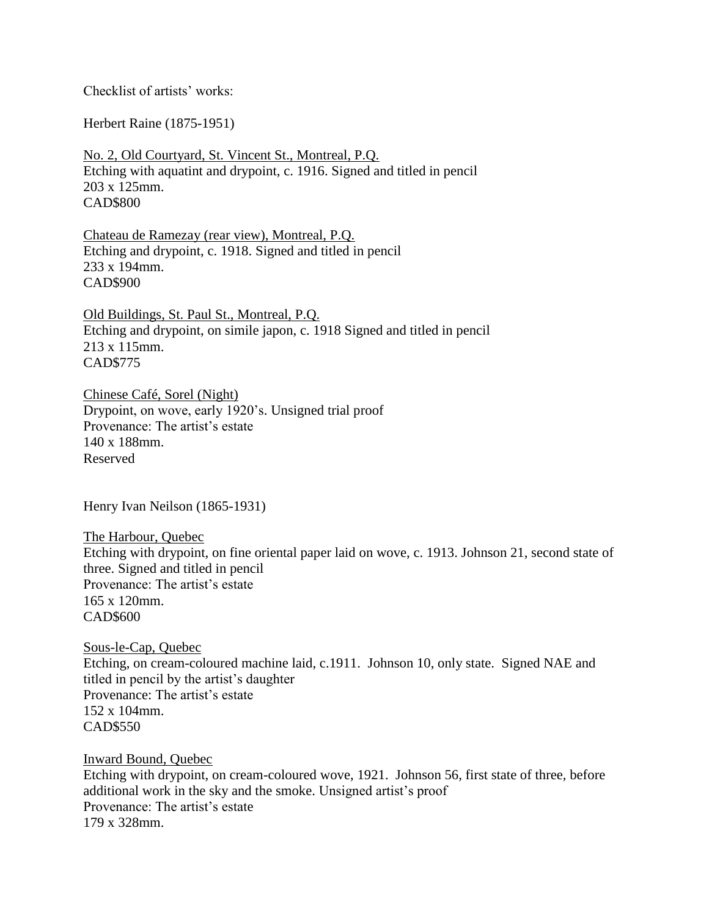Checklist of artists' works:

Herbert Raine (1875-1951)

<u>No. 2, Old Courtyard, St. Vincent St., Montreal, P.Q.</u>
Etching with aquatint and drypoint, c. 1916. Signed and titled in pencil
203 x 125mm.
CAD$800

<u>Chateau de Ramezay (rear view), Montreal, P.Q.</u>
Etching and drypoint, c. 1918. Signed and titled in pencil
233 x 194mm.
CAD$900

<u>Old Buildings, St. Paul St., Montreal, P.Q.</u>
Etching and drypoint, on simile japon, c. 1918 Signed and titled in pencil
213 x 115mm.
CAD$775

<u>Chinese Café, Sorel (Night)</u>
Drypoint, on wove, early 1920's. Unsigned trial proof
Provenance: The artist's estate
140 x 188mm.
Reserved

Henry Ivan Neilson (1865-1931)

<u>The Harbour, Quebec</u>
Etching with drypoint, on fine oriental paper laid on wove, c. 1913. Johnson 21, second state of three. Signed and titled in pencil
Provenance: The artist's estate
165 x 120mm.
CAD$600

<u>Sous-le-Cap, Quebec</u>
Etching, on cream-coloured machine laid, c.1911. Johnson 10, only state. Signed NAE and titled in pencil by the artist's daughter
Provenance: The artist's estate
152 x 104mm.
CAD$550

<u>Inward Bound, Quebec</u>
Etching with drypoint, on cream-coloured wove, 1921. Johnson 56, first state of three, before additional work in the sky and the smoke. Unsigned artist's proof
Provenance: The artist's estate
179 x 328mm.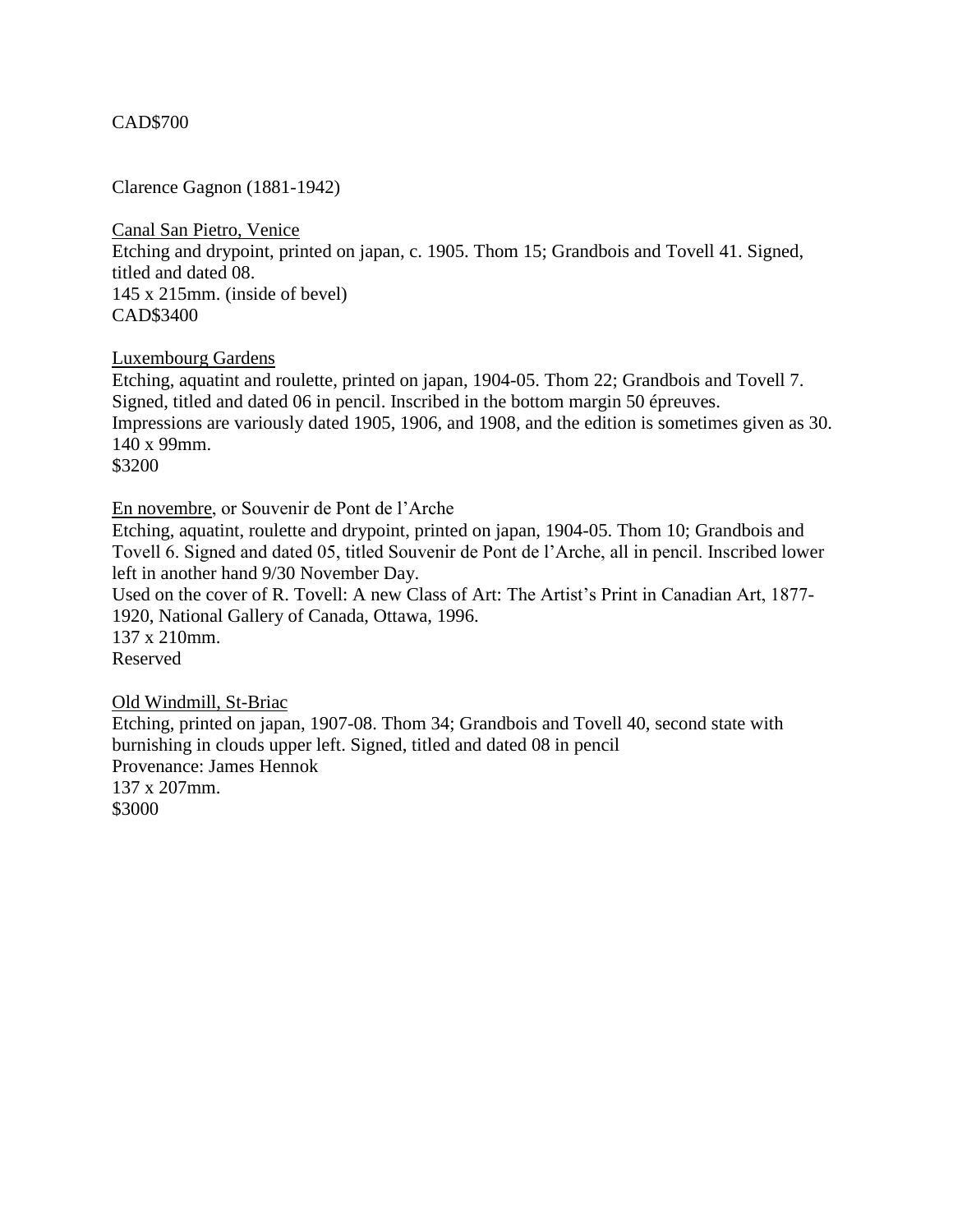CAD$700

Clarence Gagnon (1881-1942)

<u>Canal San Pietro, Venice</u>
Etching and drypoint, printed on japan, c. 1905. Thom 15; Grandbois and Tovell 41. Signed, titled and dated 08.
145 x 215mm. (inside of bevel)
CAD$3400

<u>Luxembourg Gardens</u>
Etching, aquatint and roulette, printed on japan, 1904-05. Thom 22; Grandbois and Tovell 7. Signed, titled and dated 06 in pencil. Inscribed in the bottom margin 50 épreuves.
Impressions are variously dated 1905, 1906, and 1908, and the edition is sometimes given as 30.
140 x 99mm.
$3200

<u>En novembre</u>, or Souvenir de Pont de l'Arche
Etching, aquatint, roulette and drypoint, printed on japan, 1904-05. Thom 10; Grandbois and Tovell 6. Signed and dated 05, titled Souvenir de Pont de l'Arche, all in pencil. Inscribed lower left in another hand 9/30 November Day.
Used on the cover of R. Tovell: A new Class of Art: The Artist's Print in Canadian Art, 1877-1920, National Gallery of Canada, Ottawa, 1996.
137 x 210mm.
Reserved

<u>Old Windmill, St-Briac</u>
Etching, printed on japan, 1907-08. Thom 34; Grandbois and Tovell 40, second state with burnishing in clouds upper left. Signed, titled and dated 08 in pencil
Provenance: James Hennok
137 x 207mm.
$3000